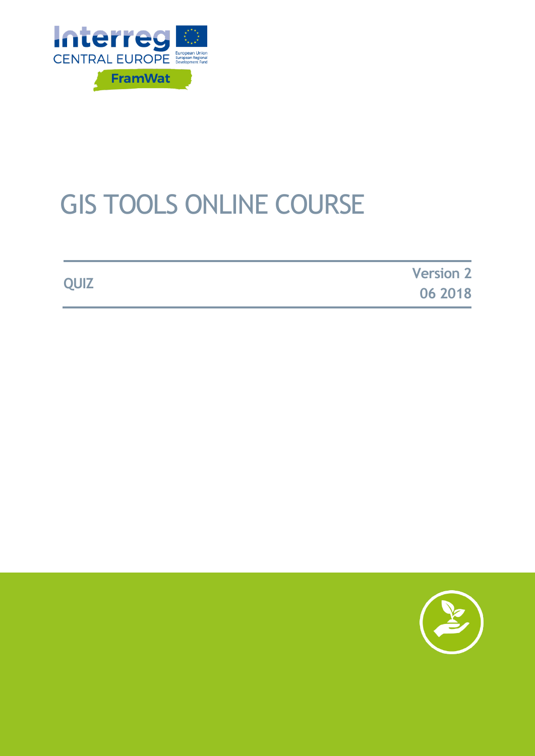Interreg CENTRAL EUROPE

European Union
European Regional Development Fund

FramWat

# GIS TOOLS ONLINE COURSE

**QUIZ**

**Version 2**
**06 2018**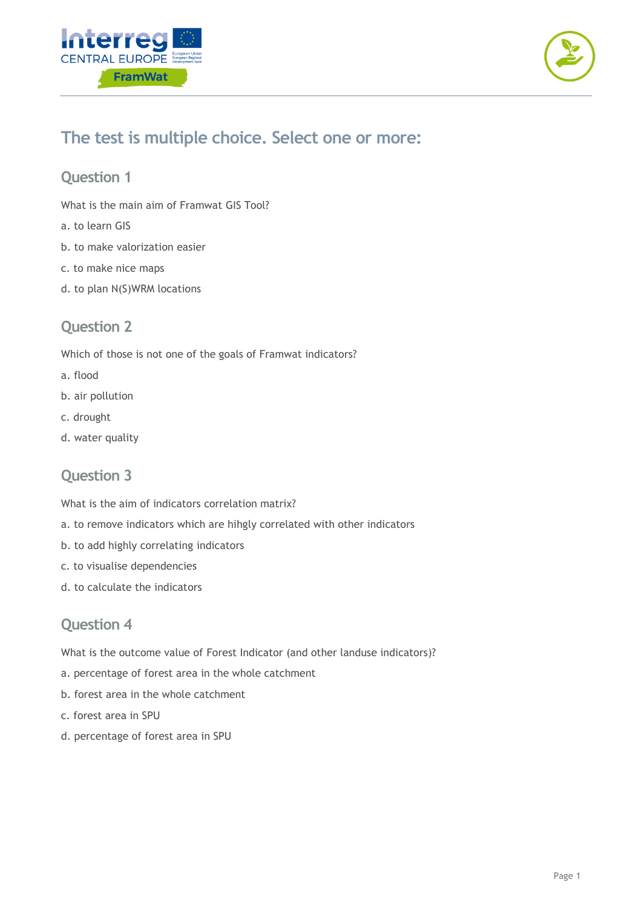## The test is multiple choice. Select one or more:

### Question 1

What is the main aim of Framwat GIS Tool?

a. to learn GIS

b. to make valorization easier

c. to make nice maps

d. to plan N(S)WRM locations

### Question 2

Which of those is not one of the goals of Framwat indicators?

a. flood

b. air pollution

c. drought

d. water quality

### Question 3

What is the aim of indicators correlation matrix?

a. to remove indicators which are hihgly correlated with other indicators

b. to add highly correlating indicators

c. to visualise dependencies

d. to calculate the indicators

### Question 4

What is the outcome value of Forest Indicator (and other landuse indicators)?

a. percentage of forest area in the whole catchment

b. forest area in the whole catchment

c. forest area in SPU

d. percentage of forest area in SPU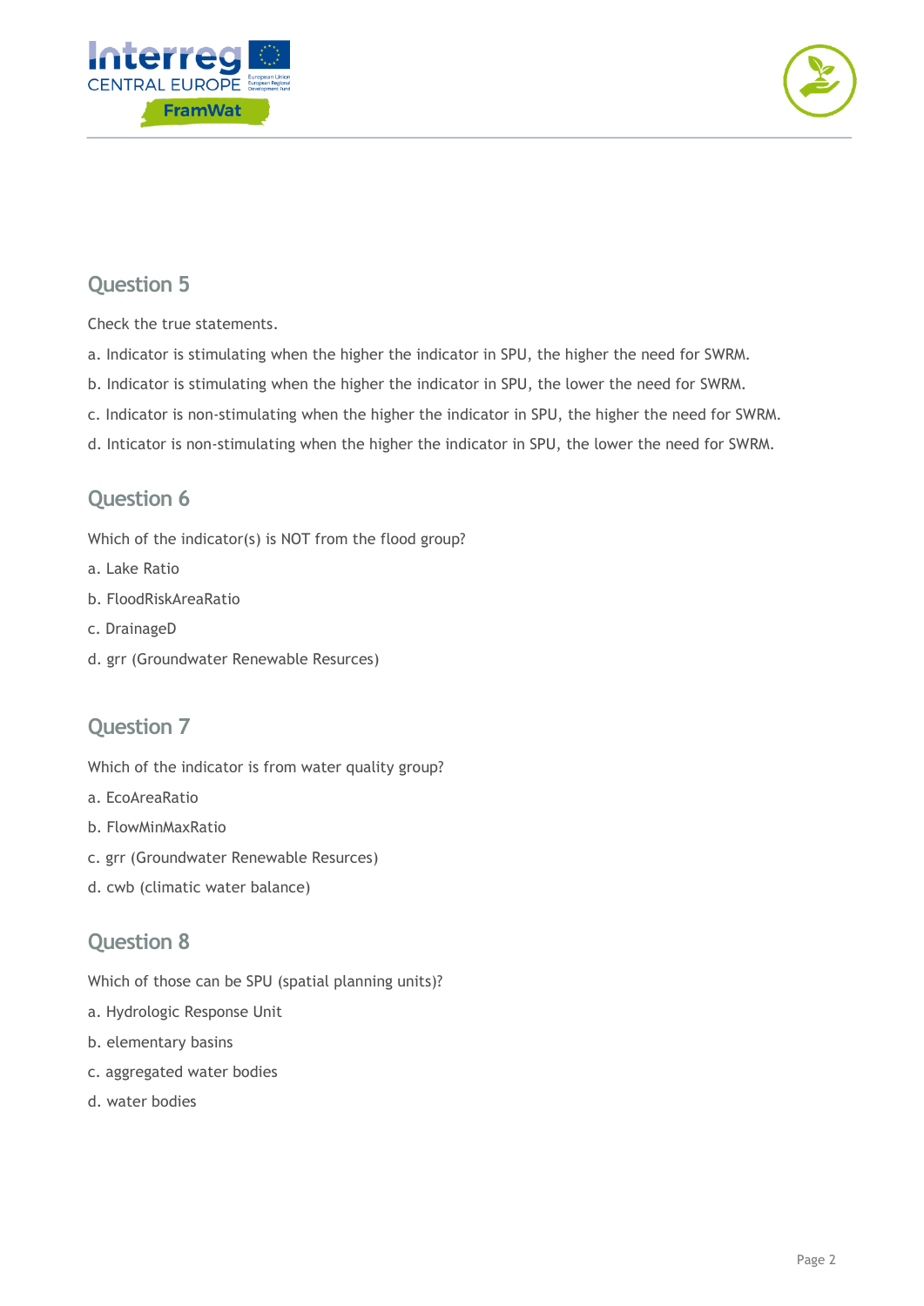## Question 5

Check the true statements.

a. Indicator is stimulating when the higher the indicator in SPU, the higher the need for SWRM.

b. Indicator is stimulating when the higher the indicator in SPU, the lower the need for SWRM.

c. Indicator is non-stimulating when the higher the indicator in SPU, the higher the need for SWRM.

d. Inticator is non-stimulating when the higher the indicator in SPU, the lower the need for SWRM.

## Question 6

Which of the indicator(s) is NOT from the flood group?

a. Lake Ratio

b. FloodRiskAreaRatio

c. DrainageD

d. grr (Groundwater Renewable Resurces)

## Question 7

Which of the indicator is from water quality group?

a. EcoAreaRatio

b. FlowMinMaxRatio

c. grr (Groundwater Renewable Resurces)

d. cwb (climatic water balance)

## Question 8

Which of those can be SPU (spatial planning units)?

a. Hydrologic Response Unit

b. elementary basins

c. aggregated water bodies

d. water bodies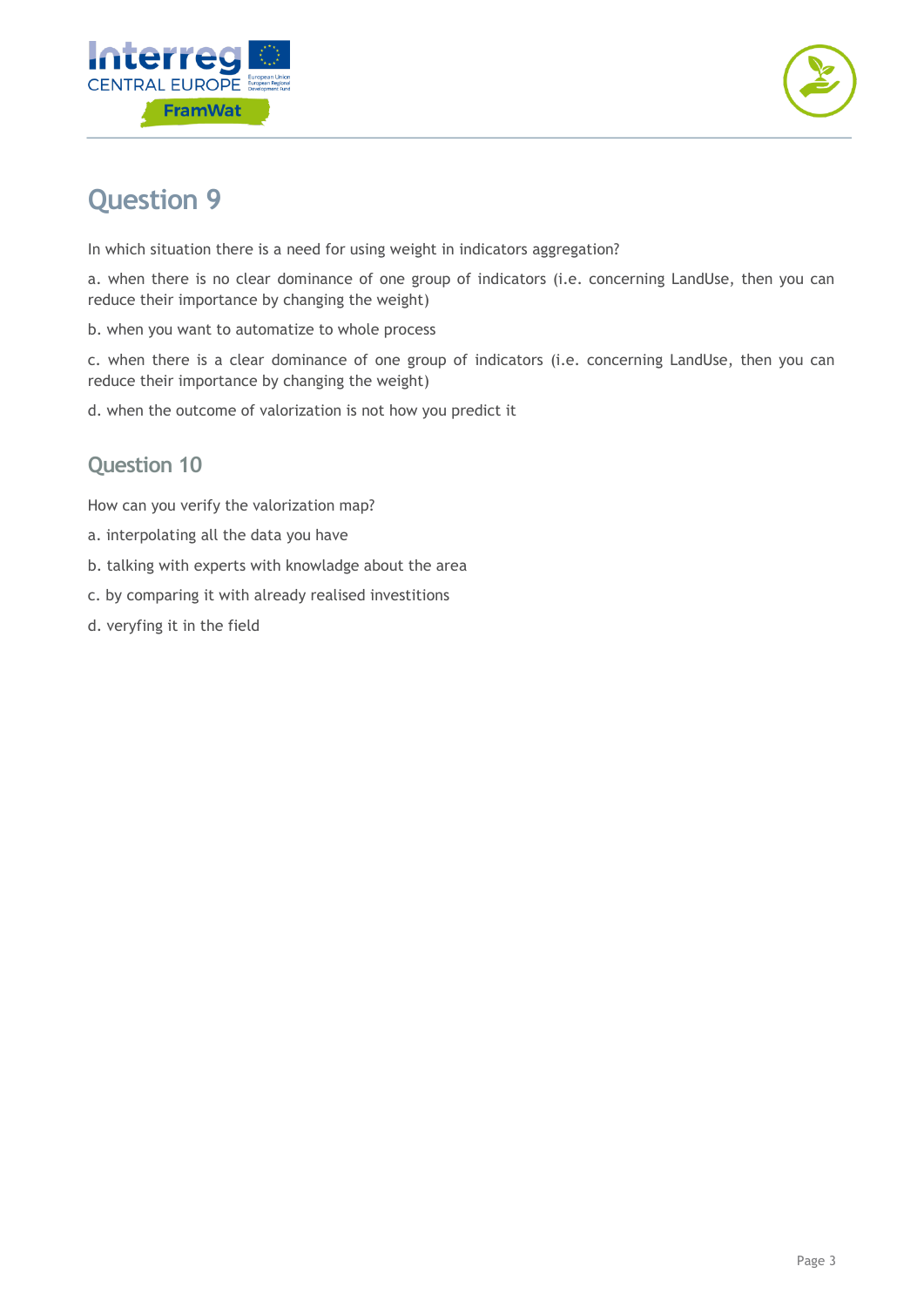## Question 9

In which situation there is a need for using weight in indicators aggregation?

a. when there is no clear dominance of one group of indicators (i.e. concerning LandUse, then you can reduce their importance by changing the weight)

b. when you want to automatize to whole process

c. when there is a clear dominance of one group of indicators (i.e. concerning LandUse, then you can reduce their importance by changing the weight)

d. when the outcome of valorization is not how you predict it

## Question 10

How can you verify the valorization map?

a. interpolating all the data you have

b. talking with experts with knowladge about the area

c. by comparing it with already realised investitions

d. veryfing it in the field